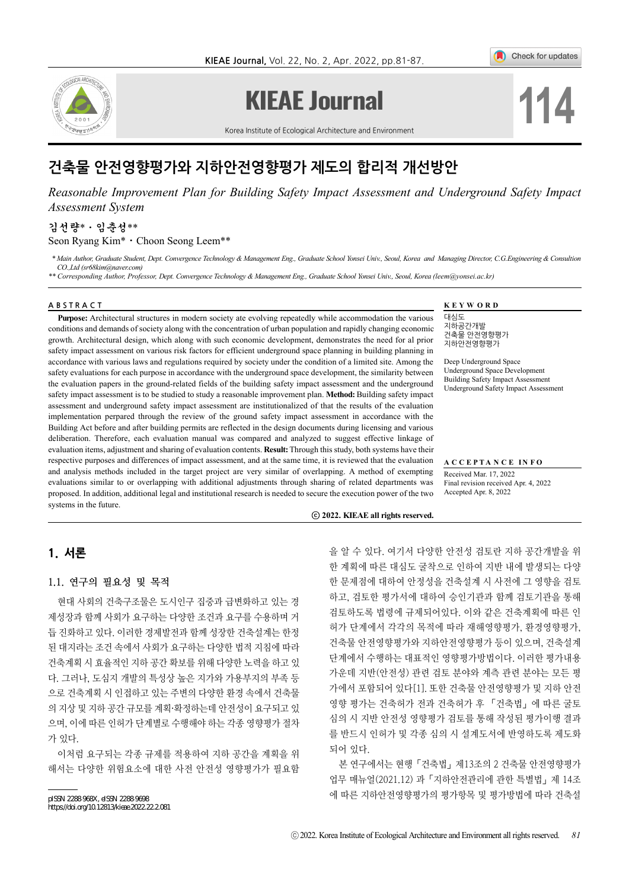# 건축물 안전영향평가와 지하안전영향평가 제도의 합리적 개선방안

*Reasonable Improvement Plan for Building Safety Impact Assessment and Underground Safety Impact Assessment System*

**김선량* · 임춘성****

Seon Ryang Kim* · Choon Seong Leem**

*\* Main Author, Graduate Student, Dept. Convergence Technology & Management Eng., Graduate School Yonsei Univ., Seoul, Korea and Managing Director, C.G.Engineering & Consultion CO.,Ltd (sr68kim@naver.com)*

*\*\* Corresponding Author, Professor, Dept. Convergence Technology & Management Eng., Graduate School Yonsei Univ., Seoul, Korea (leem@yonsei.ac.kr)*

## ABSTRACT

**Purpose:** Architectural structures in modern society ate evolving repeatedly while accommodation the various conditions and demands of society along with the concentration of urban population and rapidly changing economic growth. Architectural design, which along with such economic development, demonstrates the need for al prior safety impact assessment on various risk factors for efficient underground space planning in building planning in accordance with various laws and regulations required by society under the condition of a limited site. Among the safety evaluations for each purpose in accordance with the underground space development, the similarity between the evaluation papers in the ground-related fields of the building safety impact assessment and the underground safety impact assessment is to be studied to study a reasonable improvement plan. **Method:** Building safety impact assessment and underground safety impact assessment are institutionalized of that the results of the evaluation implementation perpared through the review of the ground safety impact assessment in accordance with the Building Act before and after building permits are reflected in the design documents during licensing and various deliberation. Therefore, each evaluation manual was compared and analyzed to suggest effective linkage of evaluation items, adjustment and sharing of evaluation contents. **Result:** Through this study, both systems have their respective purposes and differences of impact assessment, and at the same time, it is reviewed that the evaluation and analysis methods included in the target project are very similar of overlapping. A method of exempting evaluations similar to or overlapping with additional adjustments through sharing of related departments was proposed. In addition, additional legal and institutional research is needed to secure the execution power of the two systems in the future.

**ⓒ 2022. KIEAE all rights reserved.**

## KEYWORD

대심도
지하공간개발
건축물 안전영향평가
지하안전영향평가

Deep Underground Space
Underground Space Development
Building Safety Impact Assessment
Underground Safety Impact Assessment

## ACCEPTANCE INFO

Received Mar. 17, 2022
Final revision received Apr. 4, 2022
Accepted Apr. 8, 2022

## 1. 서론

### 1.1. 연구의 필요성 및 목적

현대 사회의 건축구조물은 도시인구 집중과 급변화하고 있는 경제성장과 함께 사회가 요구하는 다양한 조건과 요구를 수용하며 거듭 진화하고 있다. 이러한 경제발전과 함께 성장한 건축설계는 한정된 대지라는 조건 속에서 사회가 요구하는 다양한 법적 지침에 따라 건축계획 시 효율적인 지하 공간 확보를 위해 다양한 노력을 하고 있다. 그러나, 도심지 개발의 특성상 높은 지가와 가용부지의 부족 등으로 건축계획 시 인접하고 있는 주변의 다양한 환경 속에서 건축물의 지상 및 지하 공간 규모를 계획·확정하는데 안전성이 요구되고 있으며, 이에 따른 인허가 단계별로 수행해야 하는 각종 영향평가 절차가 있다.

이처럼 요구되는 각종 규제를 적용하여 지하 공간을 계획을 위해서는 다양한 위험요소에 대한 사전 안전성 영향평가가 필요함을 알 수 있다. 여기서 다양한 안전성 검토란 지하 공간개발을 위한 계획에 따른 대심도 굴착으로 인하여 지반 내에 발생되는 다양한 문제점에 대하여 안정성을 건축설계 시 사전에 그 영향을 검토하고, 검토한 평가서에 대하여 승인기관과 함께 검토기관을 통해 검토하도록 법령에 규제되어있다. 이와 같은 건축계획에 따른 인허가 단계에서 각각의 목적에 따라 재해영향평가, 환경영향평가, 건축물 안전영향평가와 지하안전영향평가 등이 있으며, 건축설계 단계에서 수행하는 대표적인 영향평가방법이다. 이러한 평가내용 가운데 지반(안전성) 관련 검토 분야와 계측 관련 분야는 모든 평가에서 포함되어 있다[1]. 또한 건축물 안전영향평가 및 지하 안전 영향 평가는 건축허가 전과 건축허가 후 「건축법」에 따른 굴토 심의 시 지반 안전성 영향평가 검토를 통해 작성된 평가이행 결과를 반드시 인허가 및 각종 심의 시 설계도서에 반영하도록 제도화 되어 있다.

본 연구에서는 현행「건축법」제13조의 2 건축물 안전영향평가 업무 매뉴얼(2021.12) 과「지하안전관리에 관한 특별법」제 14조에 따른 지하안전영향평가의 평가항목 및 평가방법에 따라 건축설

pISSN 2288-968X, eISSN 2288-9698
https://doi.org/10.12813/kieae.2022.22.2.081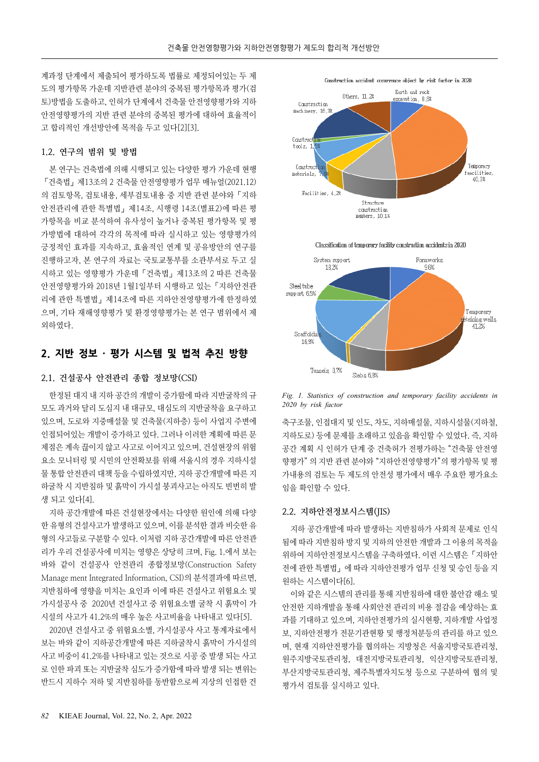계과정 단계에서 제출되어 평가하도록 법률로 제정되어있는 두 제도의 평가항목 가운데 지반관련 분야의 중복된 평가항목과 평가(검토)방법을 도출하고, 인허가 단계에서 건축물 안전영향평가와 지하안전영향평가의 지반 관련 분야의 중복된 평가에 대하여 효율적이고 합리적인 개선방안에 목적을 두고 있다[2][3].

### 1.2. 연구의 범위 및 방법

본 연구는 건축법에 의해 시행되고 있는 다양한 평가 가운데 현행 「건축법」 제13조의 2 건축물 안전영향평가 업무 매뉴얼(2021.12)의 검토항목, 검토내용, 세부검토내용 중 지반 관련 분야와 「지하안전관리에 관한 특별법」 제14조, 시행령 14조(별표2)에 따른 평가항목을 비교 분석하여 유사성이 높거나 중복된 평가항목 및 평가방법에 대하여 각각의 목적에 따라 실시하고 있는 영향평가의 긍정적인 효과를 지속하고, 효율적인 연계 및 공유방안의 연구를 진행하고자, 본 연구의 자료는 국토교통부를 소관부서로 두고 실시하고 있는 영향평가 가운데 「건축법」 제13조의 2 따른 건축물 안전영향평가와 2018년 1월1일부터 시행하고 있는 「지하안전관리에 관한 특별법」 제14조에 따른 지하안전영향평가에 한정하였으며, 기타 재해영향평가 및 환경영향평가는 본 연구 범위에서 제외하였다.

## 2. 지반 정보 · 평가 시스템 및 법적 추진 방향

### 2.1. 건설공사 안전관리 종합 정보망(CSI)

한정된 대지 내 지하 공간의 개발이 증가함에 따라 지반굴착의 규모도 과거와 달리 도심지 내 대규모, 대심도의 지반굴착을 요구하고 있으며, 도로와 지중매설물 및 건축물(지하층) 등이 사업지 주변에 인접되어있는 개발이 증가하고 있다. 그러나 이러한 계획에 따른 문제점은 계속 끊이지 않고 사고로 이어지고 있으며, 건설현장의 위험요소 모니터링 및 시민의 안전확보를 위해 서울시의 경우 지하시설물 통합 안전관리 대책 등을 수립하였지만, 지하 공간개발에 따른 지하굴착 시 지반침하 및 흙막이 가시설 붕괴사고는 아직도 빈번히 발생 되고 있다[4].

지하 공간개발에 따른 건설현장에서는 다양한 원인에 의해 다양한 유형의 건설사고가 발생하고 있으며, 이를 분석한 결과 비슷한 유형의 사고들로 구분할 수 있다. 이처럼 지하 공간개발에 따른 안전관리가 우리 건설공사에 미치는 영향은 상당히 크며, Fig. 1.에서 보는 바와 같이 건설공사 안전관리 종합정보망(Construction Safety Manage ment Integrated Information, CSI)의 분석결과에 따르면, 지반침하에 영향을 미치는 요인과 이에 따른 건설사고 위험요소 및 가시설공사 중 2020년 건설사고 중 위험요소별 굴착 시 흙막이 가시설의 사고가 41.2%의 매우 높은 사고비율을 나타내고 있다[5].

2020년 건설사고 중 위험요소별, 가시설공사 사고 통계자료에서 보는 바와 같이 지하공간개발에 따른 지하굴착시 흙막이 가시설의 사고 비중이 41.2%를 나타내고 있는 것으로 시공 중 발생 되는 사고로 인한 파괴 또는 지반굴착 심도가 증가함에 따라 발생 되는 변위는 반드시 지하수 저하 및 지반침하를 동반함으로써 지상의 인접한 건축구조물, 인접대지 및 인도, 차도, 지하매설물, 지하시설물(지하철, 지하도로) 등에 문제를 초래하고 있음을 확인할 수 있었다. 즉, 지하 공간 계획 시 인허가 단계 중 건축허가 전행하는 "건축물 안전영향평가" 의 지반 관련 분야와 "지하안전영향평가"의 평가항목 및 평가내용의 검토는 두 제도의 안전성 평가에서 매우 주요한 평가요소임을 확인할 수 있다.

Construction accident occurrence object by risk factor in 2020

Earth and rock excavation, 8.6%; Temporary facilities, 40.3%; Structure construction members, 10.1%; Facilities, 4.2%; Construction materials, 7.0%; Construction tools, 1.5%; Construction machinery, 16.3%; Others, 11.2%

Classification of temporary facility construction accidents in 2020

Formworks 9.6%; Temporary retaining walls 41.2%; Slabs 6.9%; Tunnels 0.7%; Scaffolding 16.9%; Steel tube support 6.5%; System support 18.2%

*Fig. 1. Statistics of construction and temporary facility accidents in 2020 by risk factor*

### 2.2. 지하안전정보시스템(JIS)

지하 공간개발에 따라 발생하는 지반침하가 사회적 문제로 인식됨에 따라 지반침하 방지 및 지하의 안전한 개발과 그 이용의 목적을 위하여 지하안전정보시스템을 구축하였다. 이런 시스템은 「지하안전에 관한 특별법」 에 따라 지하안전평가 업무 신청 및 승인 등을 지원하는 시스템이다[6].

이와 같은 시스템의 관리를 통해 지반침하에 대한 불안감 해소 및 안전한 지하개발을 통해 사회안전 관리의 비용 절감을 예상하는 효과를 기대하고 있으며, 지하안전평가의 실시현황, 지하개발 사업정보, 지하안전평가 전문기관현황 및 행정처분등의 관리를 하고 있으며, 현재 지하안전평가를 협의하는 지방청은 서울지방국토관리청, 원주지방국토관리청, 대전지방국토관리청, 익산지방국토관리청, 부산지방국토관리청, 제주특별자치도청 등으로 구분하여 협의 및 평가서 검토를 실시하고 있다.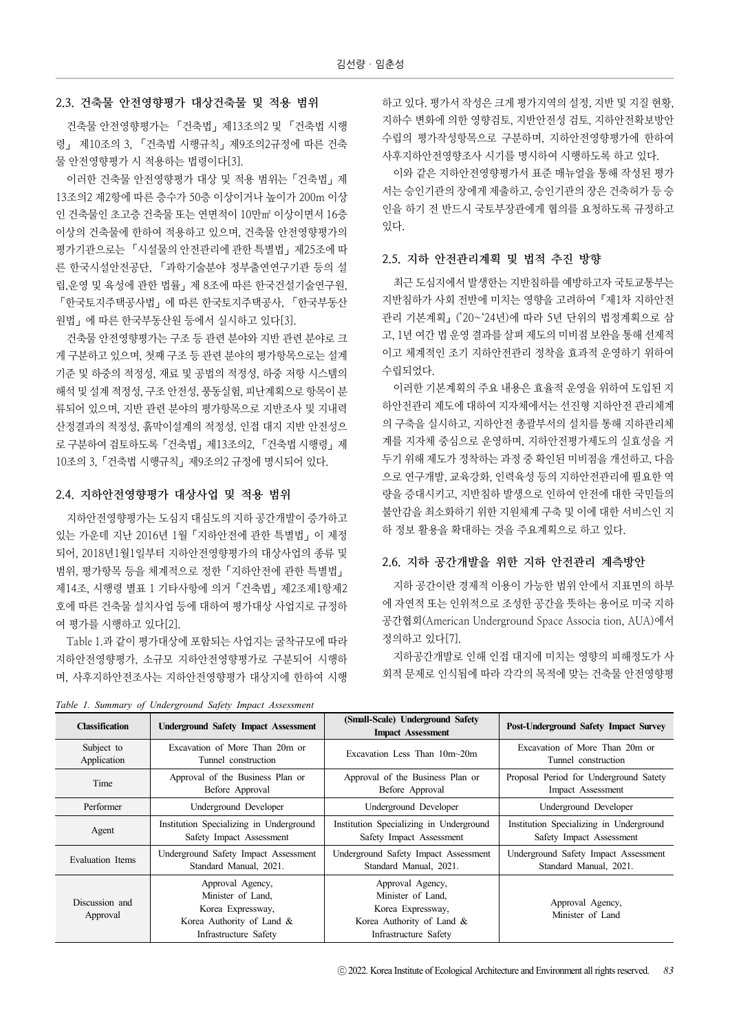## 2.3. 건축물 안전영향평가 대상건축물 및 적용 범위

건축물 안전영향평가는 「건축법」 제13조의2 및 「건축법 시행령」 제10조의 3, 「건축법 시행규칙」제9조의2규정에 따른 건축물 안전영향평가 시 적용하는 법령이다[3].

이러한 건축물 안전영향평가 대상 및 적용 범위는「건축법」제13조의2 제2항에 따른 층수가 50층 이상이거나 높이가 200m 이상인 건축물인 초고층 건축물 또는 연면적이 10만㎡ 이상이면서 16층 이상의 건축물에 한하여 적용하고 있으며, 건축물 안전영향평가의 평가기관으로는 「시설물의 안전관리에 관한 특별법」 제25조에 따른 한국시설안전공단, 「과학기술분야 정부출연연구기관 등의 설립,운영 및 육성에 관한 법률」 제 8조에 따른 한국건설기술연구원, 「한국토지주택공사법」에 따른 한국토지주택공사, 「한국부동산원법」에 따른 한국부동산원 등에서 실시하고 있다[3].

건축물 안전영향평가는 구조 등 관련 분야와 지반 관련 분야로 크게 구분하고 있으며, 첫째 구조 등 관련 분야의 평가항목으로는 설계기준 및 하중의 적정성, 재료 및 공법의 적정성, 하중 저항 시스템의 해석 및 설계 적정성, 구조 안전성, 풍동실험, 피난계획으로 항목이 분류되어 있으며, 지반 관련 분야의 평가항목으로 지반조사 및 지내력 산정결과의 적정성, 흙막이설계의 적정성, 인접 대지 지반 안전성으로 구분하여 검토하도록「건축법」제13조의2, 「건축법 시행령」제10조의 3,「건축법 시행규칙」제9조의2 규정에 명시되어 있다.

## 2.4. 지하안전영향평가 대상사업 및 적용 범위

지하안전영향평가는 도심지 대심도의 지하 공간개발이 증가하고 있는 가운데 지난 2016년 1월「지하안전에 관한 특별법」이 제정되어, 2018년1월1일부터 지하안전영향평가의 대상사업의 종류 및 범위, 평가항목 등을 체계적으로 정한 「지하안전에 관한 특별법」 제14조, 시행령 별표 1 기타사항에 의거「건축법」제2조제1항제2호에 따른 건축물 설치사업 등에 대하여 평가대상 사업지로 규정하여 평가를 시행하고 있다[2].

Table 1.과 같이 평가대상에 포함되는 사업지는 굴착규모에 따라 지하안전영향평가, 소규모 지하안전영향평가로 구분되어 시행하며, 사후지하안전조사는 지하안전영향평가 대상지에 한하여 시행하고 있다. 평가서 작성은 크게 평가지역의 설정, 지반 및 지질 현황, 지하수 변화에 의한 영향검토, 지반안전성 검토, 지하안전확보방안 수립의 평가작성항목으로 구분하며, 지하안전영향평가에 한하여 사후지하안전영향조사 시기를 명시하여 시행하도록 하고 있다.

이와 같은 지하안전영향평가서 표준 매뉴얼을 통해 작성된 평가서는 승인기관의 장에게 제출하고, 승인기관의 장은 건축허가 등 승인을 하기 전 반드시 국토부장관에게 협의를 요청하도록 규정하고 있다.

## 2.5. 지하 안전관리계획 및 법적 추진 방향

최근 도심지에서 발생한는 지반침하를 예방하고자 국토교통부는 지반침하가 사회 전반에 미치는 영향을 고려하여 『제1차 지하안전관리 기본계획』('20~'24년)에 따라 5년 단위의 법정계획으로 삼고, 1년 여간 법 운영 결과를 살펴 제도의 미비점 보완을 통해 선제적이고 체계적인 조기 지하안전관리 정착을 효과적 운영하기 위하여 수립되었다.

이러한 기본계획의 주요 내용은 효율적 운영을 위하여 도입된 지하안전관리 제도에 대하여 지자체에서는 선진형 지하안전 관리체계의 구축을 실시하고, 지하안전 총괄부서의 설치를 통해 지하관리체계를 지자체 중심으로 운영하며, 지하안전평가제도의 실효성을 거두기 위해 제도가 정착하는 과정 중 확인된 미비점을 개선하고, 다음으로 연구개발, 교육강화, 인력육성 등의 지하안전관리에 필요한 역량을 증대시키고, 지반침하 발생으로 인하여 안전에 대한 국민들의 불안감을 최소화하기 위한 지원체계 구축 및 이에 대한 서비스인 지하 정보 활용을 확대하는 것을 주요계획으로 하고 있다.

## 2.6. 지하 공간개발을 위한 지하 안전관리 계측방안

지하 공간이란 경제적 이용이 가능한 범위 안에서 지표면의 하부에 자연적 또는 인위적으로 조성한 공간을 뜻하는 용어로 미국 지하공간협회(American Underground Space Associa tion, AUA)에서 정의하고 있다[7].

지하공간개발로 인해 인접 대지에 미치는 영향의 피해정도가 사회적 문제로 인식됨에 따라 각각의 목적에 맞는 건축물 안전영향평

*Table 1. Summary of Underground Safety Impact Assessment*

| Classification | Underground Safety Impact Assessment | (Small-Scale) Underground Safety Impact Assessment | Post-Underground Safety Impact Survey |
|---|---|---|---|
| Subject to Application | Excavation of More Than 20m or Tunnel construction | Excavation Less Than 10m~20m | Excavation of More Than 20m or Tunnel construction |
| Time | Approval of the Business Plan or Before Approval | Approval of the Business Plan or Before Approval | Proposal Period for Underground Satety Impact Assessment |
| Performer | Underground Developer | Underground Developer | Underground Developer |
| Agent | Institution Specializing in Underground Safety Impact Assessment | Institution Specializing in Underground Safety Impact Assessment | Institution Specializing in Underground Safety Impact Assessment |
| Evaluation Items | Underground Safety Impact Assessment Standard Manual, 2021. | Underground Safety Impact Assessment Standard Manual, 2021. | Underground Safety Impact Assessment Standard Manual, 2021. |
| Discussion and Approval | Approval Agency, Minister of Land, Korea Expressway, Korea Authority of Land & Infrastructure Safety | Approval Agency, Minister of Land, Korea Expressway, Korea Authority of Land & Infrastructure Safety | Approval Agency, Minister of Land |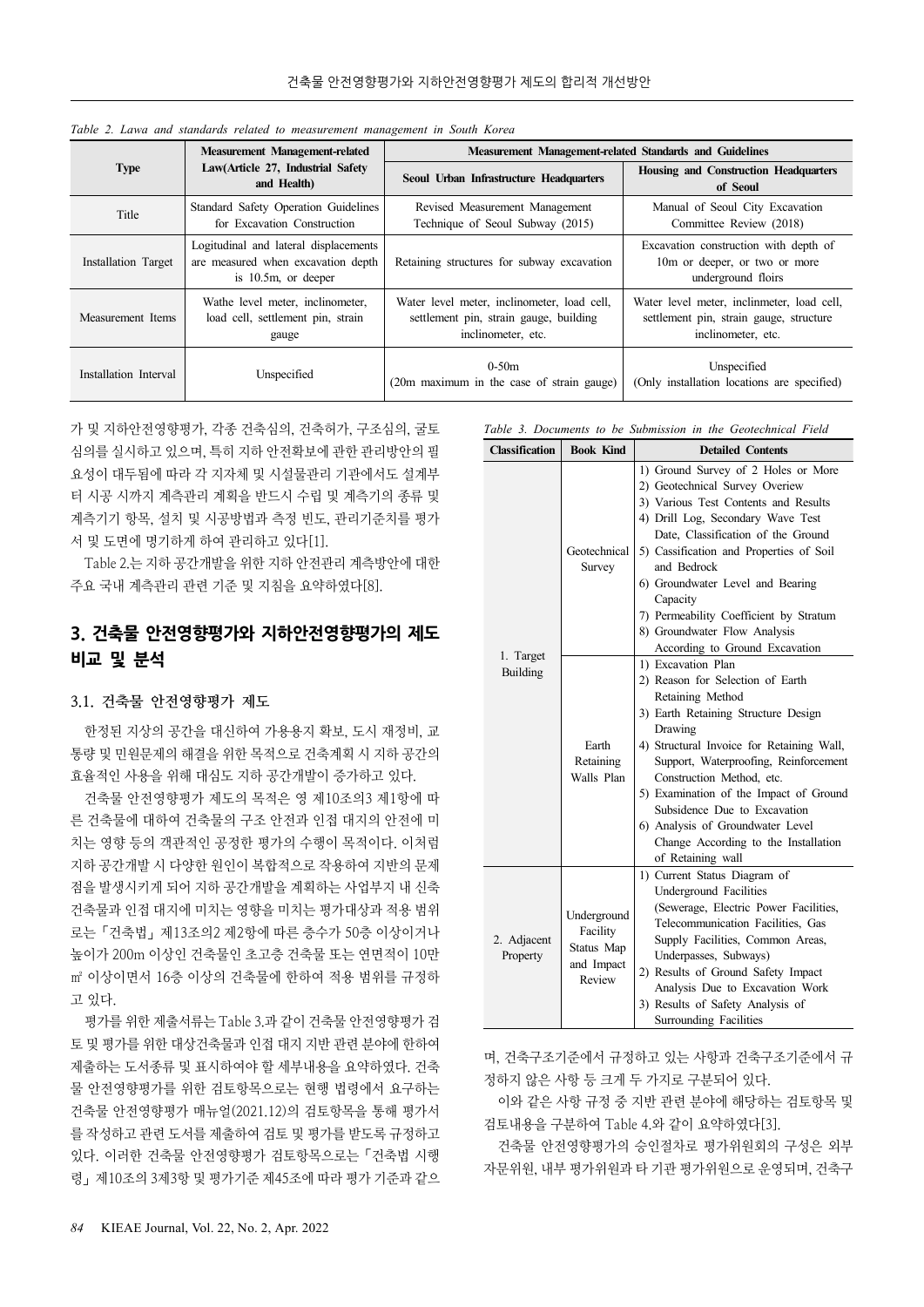Table 2. Lawa and standards related to measurement management in South Korea

| Type | Measurement Management-related Law(Article 27, Industrial Safety and Health) | Measurement Management-related Standards and Guidelines | |
|---|---|---|---|
| | | Seoul Urban Infrastructure Headquarters | Housing and Construction Headquarters of Seoul |
| Title | Standard Safety Operation Guidelines for Excavation Construction | Revised Measurement Management Technique of Seoul Subway (2015) | Manual of Seoul City Excavation Committee Review (2018) |
| Installation Target | Logitudinal and lateral displacements are measured when excavation depth is 10.5m, or deeper | Retaining structures for subway excavation | Excavation construction with depth of 10m or deeper, or two or more underground floirs |
| Measurement Items | Wathe level meter, inclinometer, load cell, settlement pin, strain gauge | Water level meter, inclinometer, load cell, settlement pin, strain gauge, building inclinometer, etc. | Water level meter, inclinometer, load cell, settlement pin, strain gauge, structure inclinometer, etc. |
| Installation Interval | Unspecified | 0-50m (20m maximum in the case of strain gauge) | Unspecified (Only installation locations are specified) |

가 및 지하안전영향평가, 각종 건축심의, 건축허가, 구조심의, 굴토심의를 실시하고 있으며, 특히 지하 안전확보에 관한 관리방안의 필요성이 대두됨에 따라 각 지자체 및 시설물관리 기관에서도 설계부터 시공 시까지 계측관리 계획을 반드시 수립 및 계측기의 종류 및 계측기기 항목, 설치 및 시공방법과 측정 빈도, 관리기준치를 평가서 및 도면에 명기하게 하여 관리하고 있다[1].

Table 2.는 지하 공간개발을 위한 지하 안전관리 계측방안에 대한 주요 국내 계측관리 관련 기준 및 지침을 요약하였다[8].

## 3. 건축물 안전영향평가와 지하안전영향평가의 제도 비교 및 분석

### 3.1. 건축물 안전영향평가 제도

한정된 지상의 공간을 대신하여 가용용지 확보, 도시 재정비, 교통량 및 민원문제의 해결을 위한 목적으로 건축계획 시 지하 공간의 효율적인 사용을 위해 대심도 지하 공간개발이 증가하고 있다.

건축물 안전영향평가 제도의 목적은 영 제10조의3 제1항에 따른 건축물에 대하여 건축물의 구조 안전과 인접 대지의 안전에 미치는 영향 등의 객관적인 공정한 평가의 수행이 목적이다. 이처럼 지하 공간개발 시 다양한 원인이 복합적으로 작용하여 지반의 문제점을 발생시키게 되어 지하 공간개발을 계획하는 사업부지 내 신축 건축물과 인접 대지에 미치는 영향을 미치는 평가대상과 적용 범위로는 「건축법」 제13조의2 제2항에 따른 층수가 50층 이상이거나 높이가 200m 이상인 건축물인 초고층 건축물 또는 연면적이 10만 ㎡ 이상이면서 16층 이상의 건축물에 한하여 적용 범위를 규정하고 있다.

평가를 위한 제출서류는 Table 3.과 같이 건축물 안전영향평가 검토 및 평가를 위한 대상건축물과 인접 대지 지반 관련 분야에 한하여 제출하는 도서종류 및 표시하여야 할 세부내용을 요약하였다. 건축물 안전영향평가를 위한 검토항목으로는 현행 법령에서 요구하는 건축물 안전영향평가 매뉴얼(2021.12)의 검토항목을 통해 평가서를 작성하고 관련 도서를 제출하여 검토 및 평가를 받도록 규정하고 있다. 이러한 건축물 안전영향평가 검토항목으로는 「건축법 시행령」 제10조의 3제3항 및 평가기준 제45조에 따라 평가 기준과 같으며, 건축구조기준에서 규정하고 있는 사항과 건축구조기준에서 규정하지 않은 사항 등 크게 두 가지로 구분되어 있다.

Table 3. Documents to be Submission in the Geotechnical Field

| Classification | Book Kind | Detailed Contents |
|---|---|---|
| 1. Target Building | Geotechnical Survey | 1) Ground Survey of 2 Holes or More<br>2) Geotechnical Survey Overiew<br>3) Various Test Contents and Results<br>4) Drill Log, Secondary Wave Test Date, Classification of the Ground<br>5) Cassification and Properties of Soil and Bedrock<br>6) Groundwater Level and Bearing Capacity<br>7) Permeability Coefficient by Stratum<br>8) Groundwater Flow Analysis According to Ground Excavation |
| | Earth Retaining Walls Plan | 1) Excavation Plan<br>2) Reason for Selection of Earth Retaining Method<br>3) Earth Retaining Structure Design Drawing<br>4) Structural Invoice for Retaining Wall, Support, Waterproofing, Reinforcement Construction Method, etc.<br>5) Examination of the Impact of Ground Subsidence Due to Excavation<br>6) Analysis of Groundwater Level Change According to the Installation of Retaining wall |
| 2. Adjacent Property | Underground Facility Status Map and Impact Review | 1) Current Status Diagram of Underground Facilities (Sewerage, Electric Power Facilities, Telecommunication Facilities, Gas Supply Facilities, Common Areas, Underpasses, Subways)<br>2) Results of Ground Safety Impact Analysis Due to Excavation Work<br>3) Results of Safety Analysis of Surrounding Facilities |

이와 같은 사항 규정 중 지반 관련 분야에 해당하는 검토항목 및 검토내용을 구분하여 Table 4.와 같이 요약하였다[3].

건축물 안전영향평가의 승인절차로 평가위원회의 구성은 외부 자문위원, 내부 평가위원과 타 기관 평가위원으로 운영되며, 건축구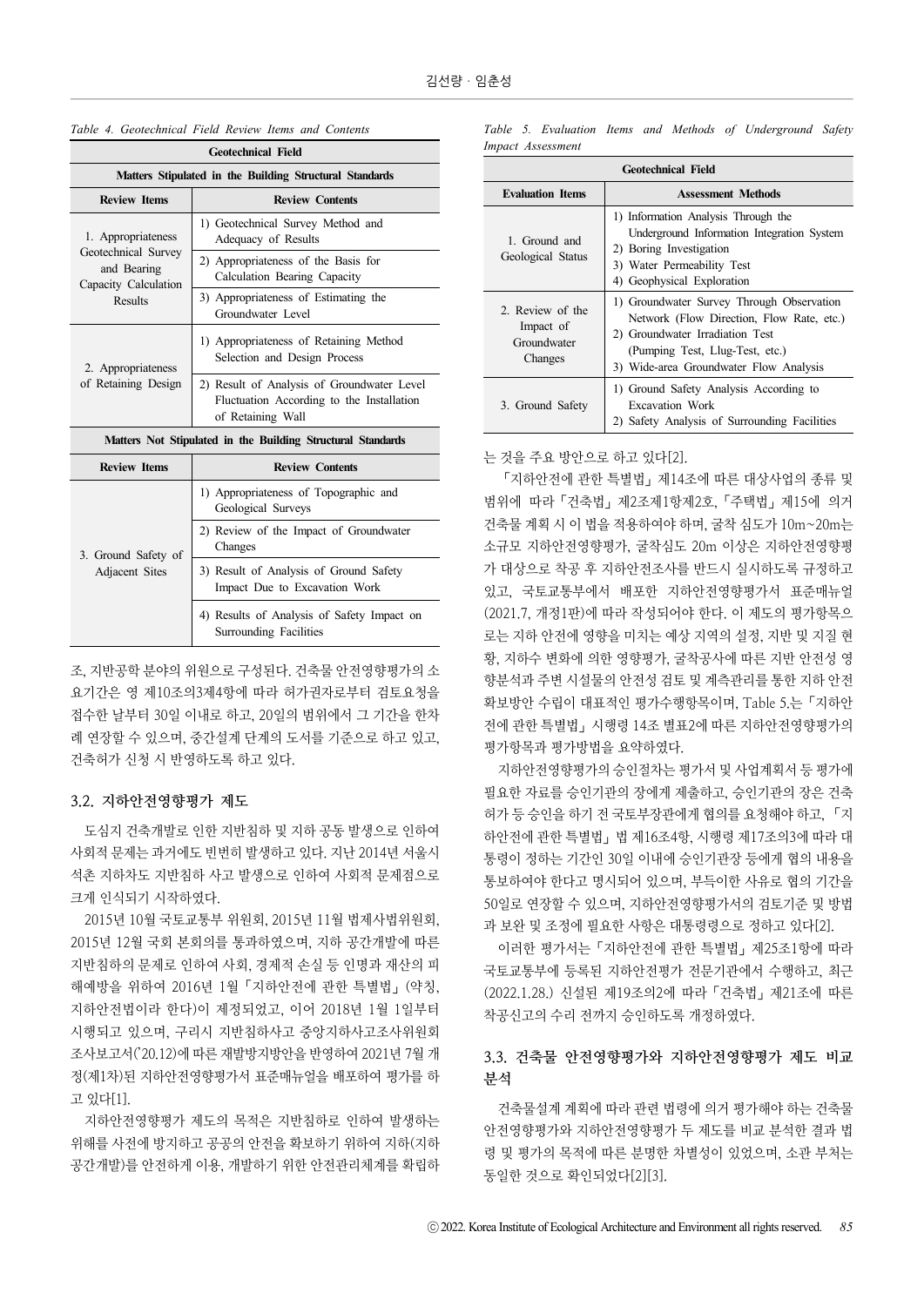Table 4. Geotechnical Field Review Items and Contents

| Geotechnical Field | |
|---|---|
| **Matters Stipulated in the Building Structural Standards** | |
| **Review Items** | **Review Contents** |
| 1. Appropriateness Geotechnical Survey and Bearing Capacity Calculation Results | 1) Geotechnical Survey Method and Adequacy of Results |
| | 2) Appropriateness of the Basis for Calculation Bearing Capacity |
| | 3) Appropriateness of Estimating the Groundwater Level |
| 2. Appropriateness of Retaining Design | 1) Appropriateness of Retaining Method Selection and Design Process |
| | 2) Result of Analysis of Groundwater Level Fluctuation According to the Installation of Retaining Wall |
| **Matters Not Stipulated in the Building Structural Standards** | |
| **Review Items** | **Review Contents** |
| 3. Ground Safety of Adjacent Sites | 1) Appropriateness of Topographic and Geological Surveys |
| | 2) Review of the Impact of Groundwater Changes |
| | 3) Result of Analysis of Ground Safety Impact Due to Excavation Work |
| | 4) Results of Analysis of Safety Impact on Surrounding Facilities |

조, 지반공학 분야의 위원으로 구성된다. 건축물 안전영향평가의 소요기간은 영 제10조의3제4항에 따라 허가권자로부터 검토요청을 접수한 날부터 30일 이내로 하고, 20일의 범위에서 그 기간을 한차례 연장할 수 있으며, 중간설계 단계의 도서를 기준으로 하고 있고, 건축허가 신청 시 반영하도록 하고 있다.

### 3.2. 지하안전영향평가 제도

도심지 건축개발로 인한 지반침하 및 지하 공동 발생으로 인하여 사회적 문제는 과거에도 빈번히 발생하고 있다. 지난 2014년 서울시 석촌 지하차도 지반침하 사고 발생으로 인하여 사회적 문제점으로 크게 인식되기 시작하였다.

2015년 10월 국토교통부 위원회, 2015년 11월 법제사법위원회, 2015년 12월 국회 본회의를 통과하였으며, 지하 공간개발에 따른 지반침하의 문제로 인하여 사회, 경제적 손실 등 인명과 재산의 피해예방을 위하여 2016년 1월「지하안전에 관한 특별법」(약칭, 지하안전법이라 한다)이 제정되었고, 이어 2018년 1월 1일부터 시행되고 있으며, 구리시 지반침하사고 중앙지하사고조사위원회 조사보고서('20.12)에 따른 재발방지방안을 반영하여 2021년 7월 개정(제1차)된 지하안전영향평가서 표준매뉴얼을 배포하여 평가를 하고 있다[1].

지하안전영향평가 제도의 목적은 지반침하로 인하여 발생하는 위해를 사전에 방지하고 공공의 안전을 확보하기 위하여 지하(지하공간개발)를 안전하게 이용, 개발하기 위한 안전관리체계를 확립하는 것을 주요 방안으로 하고 있다[2].

Table 5. Evaluation Items and Methods of Underground Safety Impact Assessment

| Geotechnical Field | |
|---|---|
| **Evaluation Items** | **Assessment Methods** |
| 1. Ground and Geological Status | 1) Information Analysis Through the Underground Information Integration System<br>2) Boring Investigation<br>3) Water Permeability Test<br>4) Geophysical Exploration |
| 2. Review of the Impact of Groundwater Changes | 1) Groundwater Survey Through Observation Network (Flow Direction, Flow Rate, etc.)<br>2) Groundwater Irradiation Test (Pumping Test, Llug-Test, etc.)<br>3) Wide-area Groundwater Flow Analysis |
| 3. Ground Safety | 1) Ground Safety Analysis According to Excavation Work<br>2) Safety Analysis of Surrounding Facilities |

「지하안전에 관한 특별법」제14조에 따른 대상사업의 종류 및 범위에 따라「건축법」제2조제1항제2호,「주택법」제15에 의거 건축물 계획 시 이 법을 적용하여야 하며, 굴착 심도가 10m~20m는 소규모 지하안전영향평가, 굴착심도 20m 이상은 지하안전영향평가 대상으로 착공 후 지하안전조사를 반드시 실시하도록 규정하고 있고, 국토교통부에서 배포한 지하안전영향평가서 표준매뉴얼(2021.7, 개정1판)에 따라 작성되어야 한다. 이 제도의 평가항목으로는 지하 안전에 영향을 미치는 예상 지역의 설정, 지반 및 지질 현황, 지하수 변화에 의한 영향평가, 굴착공사에 따른 지반 안전성 영향분석과 주변 시설물의 안전성 검토 및 계측관리를 통한 지하 안전 확보방안 수립이 대표적인 평가수행항목이며, Table 5.는「지하안전에 관한 특별법」시행령 14조 별표2에 따른 지하안전영향평가의 평가항목과 평가방법을 요약하였다.

지하안전영향평가의 승인절차는 평가서 및 사업계획서 등 평가에 필요한 자료를 승인기관의 장에게 제출하고, 승인기관의 장은 건축허가 등 승인을 하기 전 국토부장관에게 협의를 요청해야 하고,「지하안전에 관한 특별법」법 제16조4항, 시행령 제17조의3에 따라 대통령이 정하는 기간인 30일 이내에 승인기관장 등에게 협의 내용을 통보하여야 한다고 명시되어 있으며, 부득이한 사유로 협의 기간을 50일로 연장할 수 있으며, 지하안전영향평가서의 검토기준 및 방법과 보완 및 조정에 필요한 사항은 대통령령으로 정하고 있다[2].

이러한 평가서는「지하안전에 관한 특별법」제25조1항에 따라 국토교통부에 등록된 지하안전평가 전문기관에서 수행하고, 최근(2022.1.28.) 신설된 제19조의2에 따라「건축법」제21조에 따른 착공신고의 수리 전까지 승인하도록 개정하였다.

### 3.3. 건축물 안전영향평가와 지하안전영향평가 제도 비교 분석

건축물설계 계획에 따라 관련 법령에 의거 평가해야 하는 건축물 안전영향평가와 지하안전영향평가 두 제도를 비교 분석한 결과 법령 및 평가의 목적에 따른 분명한 차별성이 있었으며, 소관 부처는 동일한 것으로 확인되었다[2][3].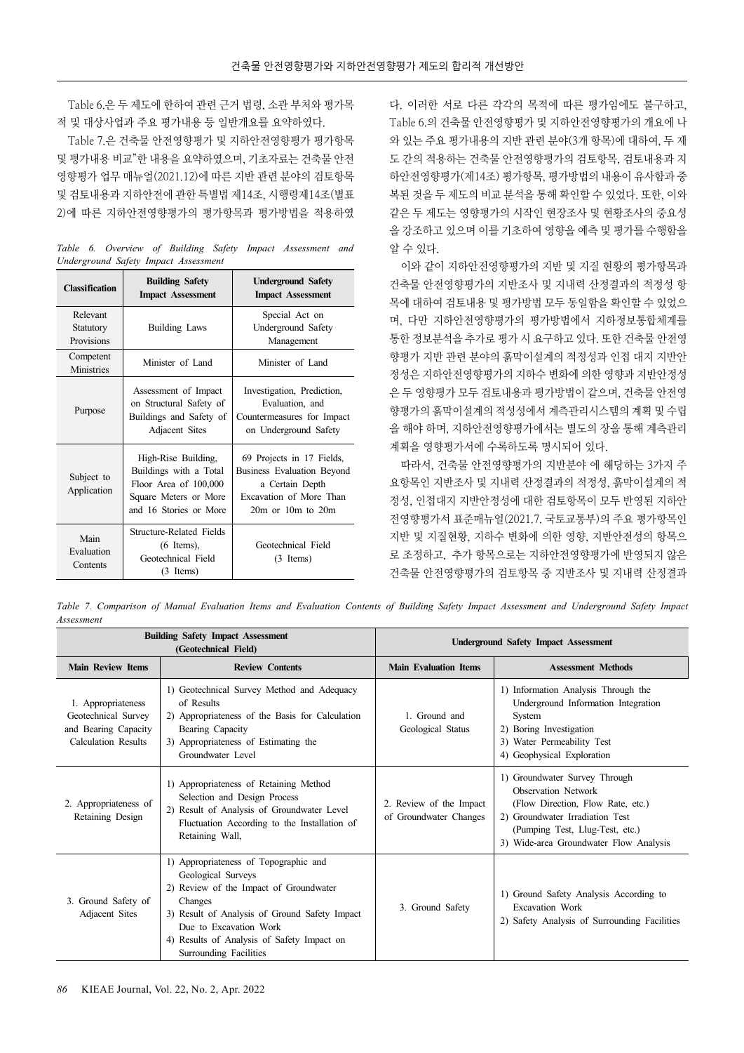Table 6.은 두 제도에 한하여 관련 근거 법령, 소관 부처와 평가목적 및 대상사업과 주요 평가내용 등 일반개요를 요약하였다.

Table 7.은 건축물 안전영향평가 및 지하안전영향평가 평가항목 및 평가내용 비교"한 내용을 요약하였으며, 기초자료는 건축물 안전영향평가 업무 매뉴얼(2021.12)에 따른 지반 관련 분야의 검토항목 및 검토내용과 지하안전에 관한 특별법 제14조, 시행령제14조(별표 2)에 따른 지하안전영향평가의 평가항목과 평가방법을 적용하였다.

*Table 6. Overview of Building Safety Impact Assessment and Underground Safety Impact Assessment*

| Classification | Building Safety Impact Assessment | Underground Safety Impact Assessment |
|---|---|---|
| Relevant Statutory Provisions | Building Laws | Special Act on Underground Safety Management |
| Competent Ministries | Minister of Land | Minister of Land |
| Purpose | Assessment of Impact on Structural Safety of Buildings and Safety of Adjacent Sites | Investigation, Prediction, Evaluation, and Countermeasures for Impact on Underground Safety |
| Subject to Application | High-Rise Building, Buildings with a Total Floor Area of 100,000 Square Meters or More and 16 Stories or More | 69 Projects in 17 Fields, Business Evaluation Beyond a Certain Depth Excavation of More Than 20m or 10m to 20m |
| Main Evaluation Contents | Structure-Related Fields (6 Items), Geotechnical Field (3 Items) | Geotechnical Field (3 Items) |

다. 이러한 서로 다른 각각의 목적에 따른 평가임에도 불구하고, Table 6.의 건축물 안전영향평가 및 지하안전영향평가의 개요에 나와 있는 주요 평가내용의 지반 관련 분야(3개 항목)에 대하여, 두 제도 간의 적용하는 건축물 안전영향평가의 검토항목, 검토내용과 지하안전영향평가(제14조) 평가항목, 평가방법의 내용이 유사함과 중복된 것을 두 제도의 비교 분석을 통해 확인할 수 있었다. 또한, 이와 같은 두 제도는 영향평가의 시작인 현장조사 및 현황조사의 중요성을 강조하고 있으며 이를 기초하여 영향을 예측 및 평가를 수행함을 알 수 있다.

이와 같이 지하안전영향평가의 지반 및 지질 현황의 평가항목과 건축물 안전영향평가의 지반조사 및 지내력 산정결과의 적정성 항목에 대하여 검토내용 및 평가방법 모두 동일함을 확인할 수 있었으며, 다만 지하안전영향평가의 평가방법에서 지하정보통합체계를 통한 정보분석을 추가로 평가 시 요구하고 있다. 또한 건축물 안전영향평가 지반 관련 분야의 흙막이설계의 적정성과 인접 대지 지반안정성은 지하안전영향평가의 지하수 변화에 의한 영향과 지반안정성은 두 영향평가 모두 검토내용과 평가방법이 같으며, 건축물 안전영향평가의 흙막이설계의 적정성에서 계측관리시스템의 계획 및 수립을 해야 하며, 지하안전영향평가에서는 별도의 장을 통해 계측관리계획을 영향평가서에 수록하도록 명시되어 있다.

따라서, 건축물 안전영향평가의 지반분야 에 해당하는 3가지 주요항목인 지반조사 및 지내력 산정결과의 적정성, 흙막이설계의 적정성, 인접대지 지반안정성에 대한 검토항목이 모두 반영된 지하안전영향평가서 표준매뉴얼(2021.7. 국토교통부)의 주요 평가항목인 지반 및 지질현황, 지하수 변화에 의한 영향, 지반안전성의 항목으로 조정하고, 추가 항목으로는 지하안전영향평가에 반영되지 않은 건축물 안전영향평가의 검토항목 중 지반조사 및 지내력 산정결과

*Table 7. Comparison of Manual Evaluation Items and Evaluation Contents of Building Safety Impact Assessment and Underground Safety Impact Assessment*

| Building Safety Impact Assessment (Geotechnical Field) | | Underground Safety Impact Assessment | |
|---|---|---|---|
| **Main Review Items** | **Review Contents** | **Main Evaluation Items** | **Assessment Methods** |
| 1. Appropriateness Geotechnical Survey and Bearing Capacity Calculation Results | 1) Geotechnical Survey Method and Adequacy of Results<br>2) Appropriateness of the Basis for Calculation Bearing Capacity<br>3) Appropriateness of Estimating the Groundwater Level | 1. Ground and Geological Status | 1) Information Analysis Through the Underground Information Integration System<br>2) Boring Investigation<br>3) Water Permeability Test<br>4) Geophysical Exploration |
| 2. Appropriateness of Retaining Design | 1) Appropriateness of Retaining Method Selection and Design Process<br>2) Result of Analysis of Groundwater Level Fluctuation According to the Installation of Retaining Wall, | 2. Review of the Impact of Groundwater Changes | 1) Groundwater Survey Through Observation Network (Flow Direction, Flow Rate, etc.)<br>2) Groundwater Irradiation Test (Pumping Test, Llug-Test, etc.)<br>3) Wide-area Groundwater Flow Analysis |
| 3. Ground Safety of Adjacent Sites | 1) Appropriateness of Topographic and Geological Surveys<br>2) Review of the Impact of Groundwater Changes<br>3) Result of Analysis of Ground Safety Impact Due to Excavation Work<br>4) Results of Analysis of Safety Impact on Surrounding Facilities | 3. Ground Safety | 1) Ground Safety Analysis According to Excavation Work<br>2) Safety Analysis of Surrounding Facilities |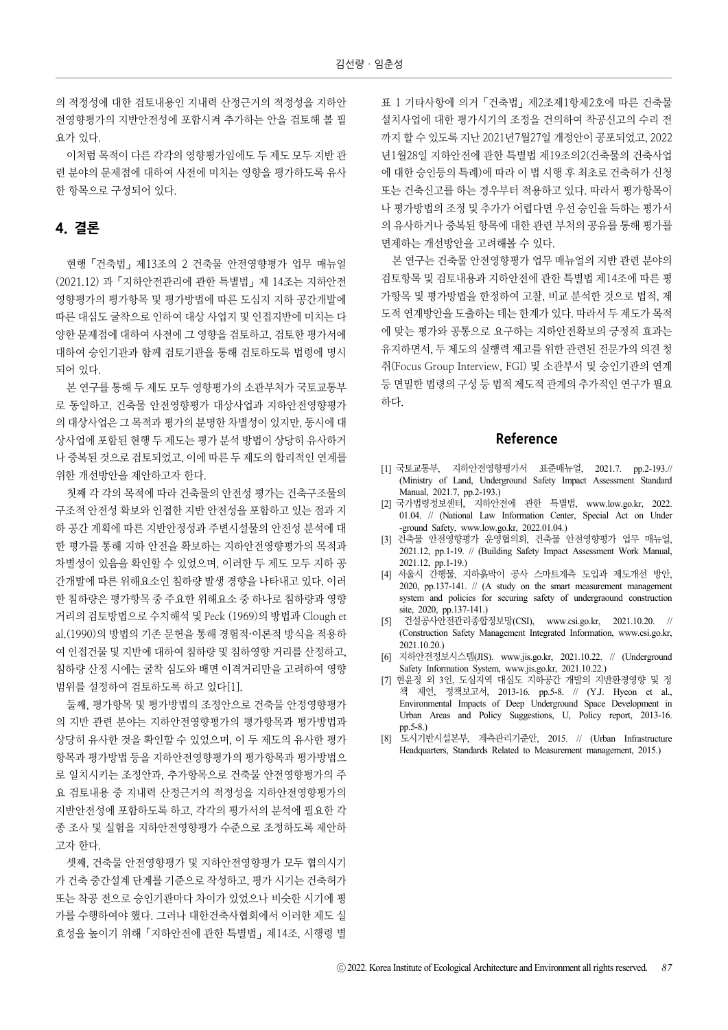의 적정성에 대한 검토내용인 지내력 산정근거의 적정성을 지하안전영향평가의 지반안전성에 포함시켜 추가하는 안을 검토해 볼 필요가 있다.

이처럼 목적이 다른 각각의 영향평가임에도 두 제도 모두 지반 관련 분야의 문제점에 대하여 사전에 미치는 영향을 평가하도록 유사한 항목으로 구성되어 있다.

## 4. 결론

현행「건축법」제13조의 2 건축물 안전영향평가 업무 매뉴얼(2021.12) 과「지하안전관리에 관한 특별법」제 14조는 지하안전영향평가의 평가항목 및 평가방법에 따른 도심지 지하 공간개발에 따른 대심도 굴착으로 인하여 대상 사업지 및 인접지반에 미치는 다양한 문제점에 대하여 사전에 그 영향을 검토하고, 검토한 평가서에 대하여 승인기관과 함께 검토기관을 통해 검토하도록 법령에 명시되어 있다.

본 연구를 통해 두 제도 모두 영향평가의 소관부처가 국토교통부로 동일하고, 건축물 안전영향평가 대상사업과 지하안전영향평가의 대상사업은 그 목적과 평가의 분명한 차별성이 있지만, 동시에 대상사업에 포함된 현행 두 제도는 평가 분석 방법이 상당히 유사하거나 중복된 것으로 검토되었고, 이에 따른 두 제도의 합리적인 연계를 위한 개선방안을 제안하고자 한다.

첫째 각 각의 목적에 따라 건축물의 안전성 평가는 건축구조물의 구조적 안전성 확보와 인접한 지반 안전성을 포함하고 있는 점과 지하 공간 계획에 따른 지반안정성과 주변시설물의 안전성 분석에 대한 평가를 통해 지하 안전을 확보하는 지하안전영향평가의 목적과 차별성이 있음을 확인할 수 있었으며, 이러한 두 제도 모두 지하 공간개발에 따른 위해요소인 침하량 발생 경향을 나타내고 있다. 이러한 침하량은 평가항목 중 주요한 위해요소 중 하나로 침하량과 영향거리의 검토방법으로 수치해석 및 Peck (1969)의 방법과 Clough et al.(1990)의 방법의 기존 문헌을 통해 경험적·이론적 방식을 적용하여 인접건물 및 지반에 대하여 침하량 및 침하영향 거리를 산정하고, 침하량 산정 시에는 굴착 심도와 배면 이격거리만을 고려하여 영향범위를 설정하여 검토하도록 하고 있다[1].

둘째, 평가항목 및 평가방법의 조정안으로 건축물 안정영향평가의 지반 관련 분야는 지하안전영향평가의 평가항목과 평가방법과 상당히 유사한 것을 확인할 수 있었으며, 이 두 제도의 유사한 평가항목과 평가방법 등을 지하안전영향평가의 평가항목과 평가방법으로 일치시키는 조정안과, 추가항목으로 건축물 안전영향평가의 주요 검토내용 중 지내력 산정근거의 적정성을 지하안전영향평가의 지반안전성에 포함하도록 하고, 각각의 평가서의 분석에 필요한 각종 조사 및 실험을 지하안전영향평가 수준으로 조정하도록 제안하고자 한다.

셋째, 건축물 안전영향평가 및 지하안전영향평가 모두 협의시기가 건축 중간설계 단계를 기준으로 작성하고, 평가 시기는 건축허가 또는 착공 전으로 승인기관마다 차이가 있었으나 비슷한 시기에 평가를 수행하여야 했다. 그러나 대한건축사협회에서 이러한 제도 실효성을 높이기 위해「지하안전에 관한 특별법」제14조, 시행령 별표 1 기타사항에 의거「건축법」제2조제1항제2호에 따른 건축물 설치사업에 대한 평가시기의 조정을 건의하여 착공신고의 수리 전까지 할 수 있도록 지난 2021년7월27일 개정안이 공포되었고, 2022년1월28일 지하안전에 관한 특별법 제19조의2(건축물의 건축사업에 대한 승인등의 특례)에 따라 이 법 시행 후 최초로 건축허가 신청 또는 건축신고를 하는 경우부터 적용하고 있다. 따라서 평가항목이나 평가방법의 조정 및 추가가 어렵다면 우선 승인을 득하는 평가서의 유사하거나 중복된 항목에 대한 관련 부처의 공유를 통해 평가를 면제하는 개선방안을 고려해볼 수 있다.

본 연구는 건축물 안전영향평가 업무 매뉴얼의 지반 관련 분야의 검토항목 및 검토내용과 지하안전에 관한 특별법 제14조에 따른 평가항목 및 평가방법을 한정하여 고찰, 비교 분석한 것으로 법적, 제도적 연계방안을 도출하는 데는 한계가 있다. 따라서 두 제도가 목적에 맞는 평가와 공통으로 요구하는 지하안전확보의 긍정적 효과는 유지하면서, 두 제도의 실행력 제고를 위한 관련된 전문가의 의견 청취(Focus Group Interview, FGI) 및 소관부서 및 승인기관의 연계 등 면밀한 법령의 구성 등 법적 제도적 관계의 추가적인 연구가 필요하다.

## Reference

[1] 국토교통부, 지하안전영향평가서 표준매뉴얼, 2021.7. pp.2-193.// (Ministry of Land, Underground Safety Impact Assessment Standard Manual, 2021.7, pp.2-193.)

[2] 국가법령정보센터, 지하안전에 관한 특별법, www.low.go.kr, 2022.01.04. // (National Law Information Center, Special Act on Under-ground Safety, www.low.go.kr, 2022.01.04.)

[3] 건축물 안전영향평가 운영협의회, 건축물 안전영향평가 업무 매뉴얼, 2021.12, pp.1-19. // (Building Safety Impact Assessment Work Manual, 2021.12, pp.1-19.)

[4] 서울시 간행물, 지하흙막이 공사 스마트계측 도입과 제도개선 방안, 2020, pp.137-141. // (A study on the smart measurement management system and policies for securing safety of undergraound construction site, 2020, pp.137-141.)

[5] 건설공사안전관리종합정보망(CSI), www.csi.go.kr, 2021.10.20. // (Construction Safety Management Integrated Information, www.csi.go.kr, 2021.10.20.)

[6] 지하안전정보시스템(JIS). www.jis.go.kr, 2021.10.22. // (Underground Safety Information System, www.jis.go.kr, 2021.10.22.)

[7] 현윤정 외 3인, 도심지역 대심도 지하공간 개발의 지반환경영향 및 정책 제언, 정책보고서, 2013-16. pp.5-8. // (Y.J. Hyeon et al., Environmental Impacts of Deep Underground Space Development in Urban Areas and Policy Suggestions, U, Policy report, 2013-16. pp.5-8.)

[8] 도시기반시설본부, 계측관리기준안, 2015. // (Urban Infrastructure Headquarters, Standards Related to Measurement management, 2015.)